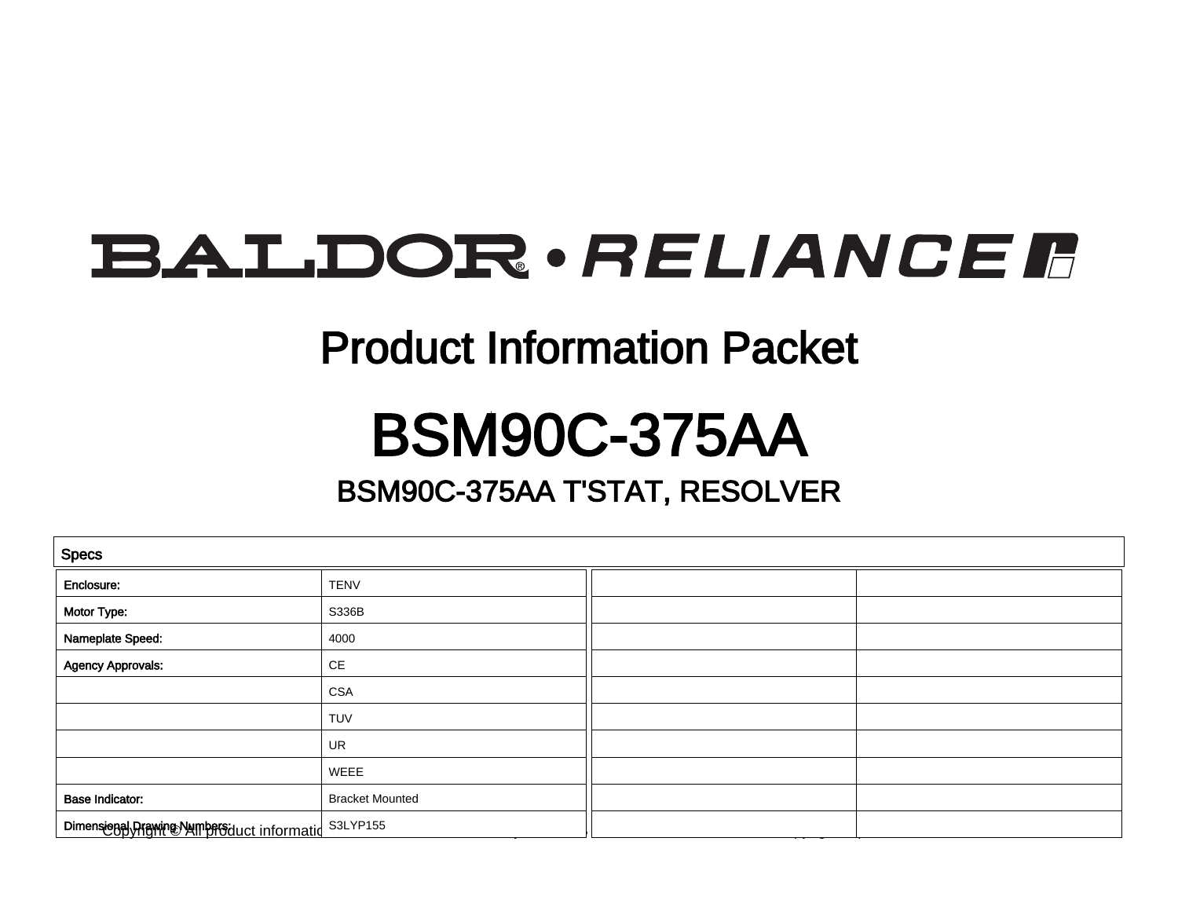BALDOR • RELIANCE

# Product Information Packet

# BSM90C-375AA

## BSM90C-375AA T'STAT, RESOLVER

| Specs | | | |
|---|---|---|---|
| **Enclosure:** | TENV | | |
| **Motor Type:** | S336B | | |
| **Nameplate Speed:** | 4000 | | |
| **Agency Approvals:** | CE | | |
| | CSA | | |
| | TUV | | |
| | UR | | |
| | WEEE | | |
| **Base Indicator:** | Bracket Mounted | | |
| **Dimensional Drawing Numbers:** | S3LYP155 | | |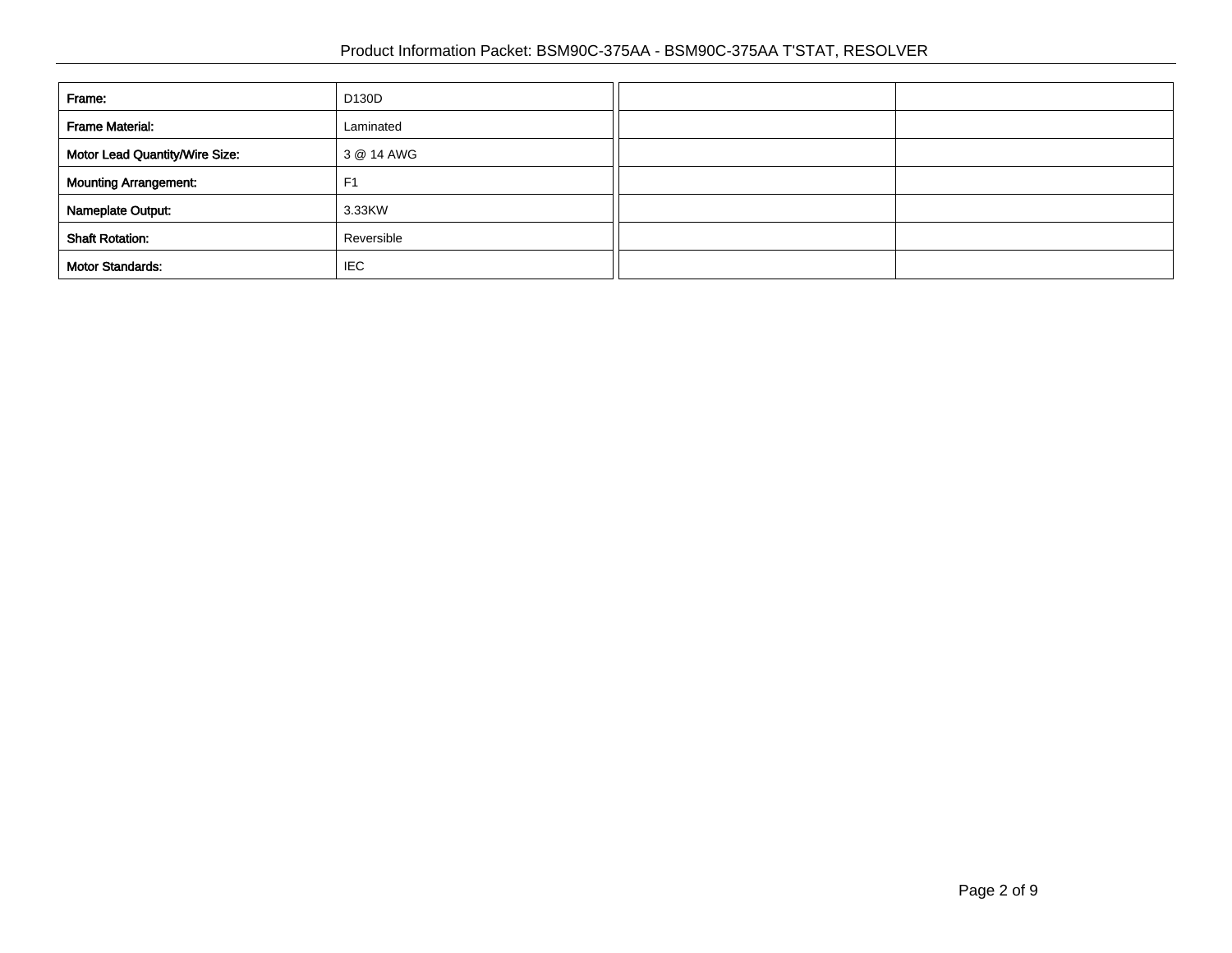| | | | |
|---|---|---|---|
| **Frame:** | D130D | | |
| **Frame Material:** | Laminated | | |
| **Motor Lead Quantity/Wire Size:** | 3 @ 14 AWG | | |
| **Mounting Arrangement:** | F1 | | |
| **Nameplate Output:** | 3.33KW | | |
| **Shaft Rotation:** | Reversible | | |
| **Motor Standards:** | IEC | | |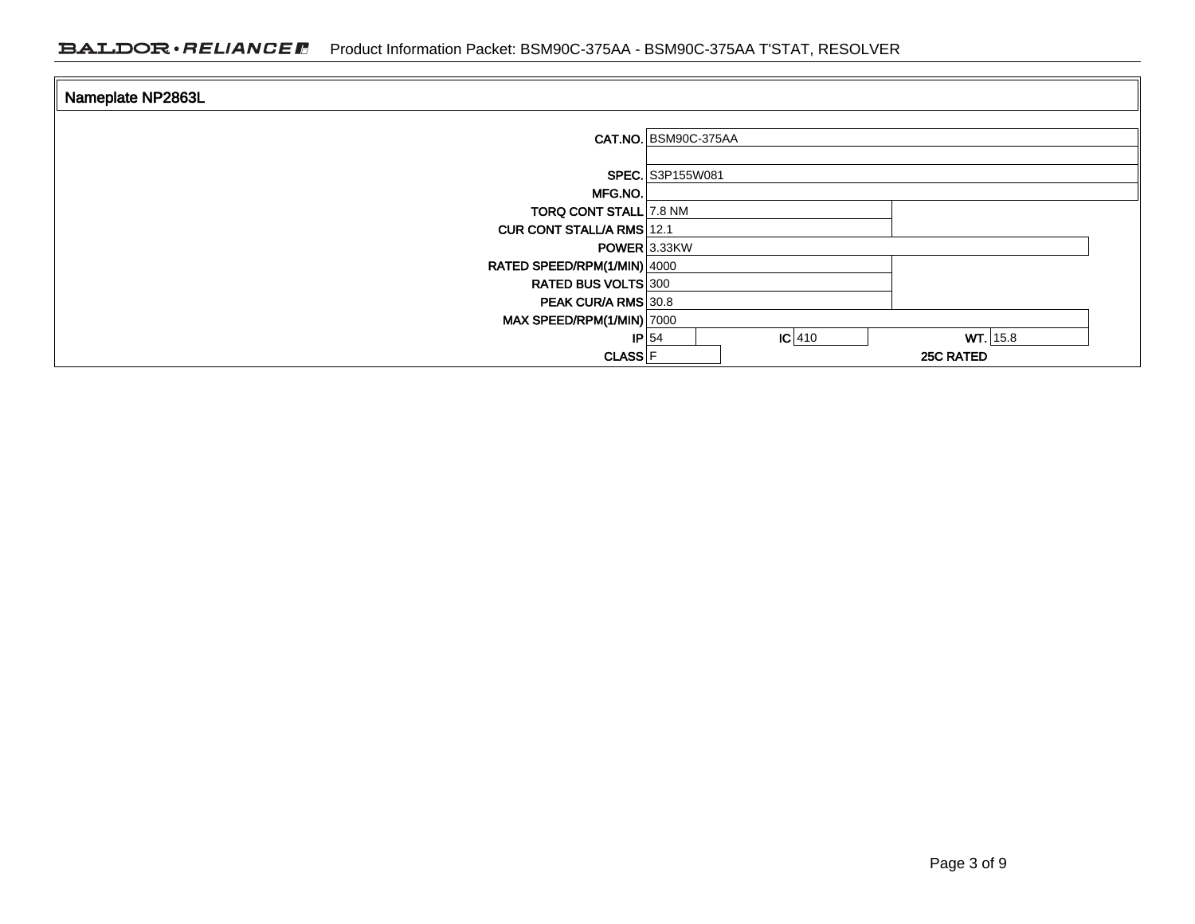## Nameplate NP2863L

| Field | Value |
|---|---|
| CAT.NO. | BSM90C-375AA |
| | |
| SPEC. | S3P155W081 |
| MFG.NO. | |
| TORQ CONT STALL | 7.8 NM |
| CUR CONT STALL/A RMS | 12.1 |
| POWER | 3.33KW |
| RATED SPEED/RPM(1/MIN) | 4000 |
| RATED BUS VOLTS | 300 |
| PEAK CUR/A RMS | 30.8 |
| MAX SPEED/RPM(1/MIN) | 7000 |
| IP | 54 |
| IC | 410 |
| WT. | 15.8 |
| CLASS | F |
| 25C RATED | |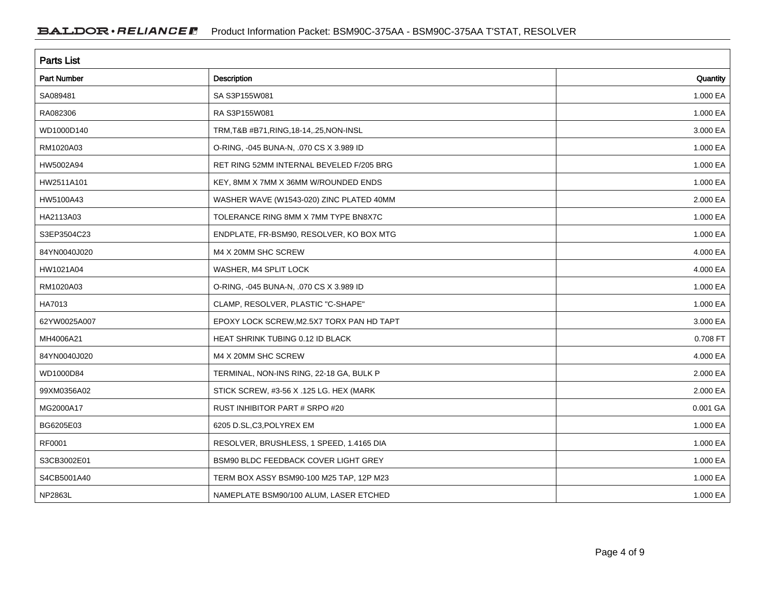## Parts List

| Part Number | Description | Quantity |
|---|---|---|
| SA089481 | SA S3P155W081 | 1.000 EA |
| RA082306 | RA S3P155W081 | 1.000 EA |
| WD1000D140 | TRM,T&B #B71,RING,18-14,.25,NON-INSL | 3.000 EA |
| RM1020A03 | O-RING, -045 BUNA-N, .070 CS X 3.989 ID | 1.000 EA |
| HW5002A94 | RET RING 52MM INTERNAL BEVELED F/205 BRG | 1.000 EA |
| HW2511A101 | KEY, 8MM X 7MM X 36MM W/ROUNDED ENDS | 1.000 EA |
| HW5100A43 | WASHER WAVE (W1543-020) ZINC PLATED 40MM | 2.000 EA |
| HA2113A03 | TOLERANCE RING 8MM X 7MM TYPE BN8X7C | 1.000 EA |
| S3EP3504C23 | ENDPLATE, FR-BSM90, RESOLVER, KO BOX MTG | 1.000 EA |
| 84YN0040J020 | M4 X 20MM SHC SCREW | 4.000 EA |
| HW1021A04 | WASHER, M4 SPLIT LOCK | 4.000 EA |
| RM1020A03 | O-RING, -045 BUNA-N, .070 CS X 3.989 ID | 1.000 EA |
| HA7013 | CLAMP, RESOLVER, PLASTIC "C-SHAPE" | 1.000 EA |
| 62YW0025A007 | EPOXY LOCK SCREW,M2.5X7 TORX PAN HD TAPT | 3.000 EA |
| MH4006A21 | HEAT SHRINK TUBING 0.12 ID BLACK | 0.708 FT |
| 84YN0040J020 | M4 X 20MM SHC SCREW | 4.000 EA |
| WD1000D84 | TERMINAL, NON-INS RING, 22-18 GA, BULK P | 2.000 EA |
| 99XM0356A02 | STICK SCREW, #3-56 X .125 LG. HEX (MARK | 2.000 EA |
| MG2000A17 | RUST INHIBITOR PART # SRPO #20 | 0.001 GA |
| BG6205E03 | 6205 D.SL,C3,POLYREX EM | 1.000 EA |
| RF0001 | RESOLVER, BRUSHLESS, 1 SPEED, 1.4165 DIA | 1.000 EA |
| S3CB3002E01 | BSM90 BLDC FEEDBACK COVER LIGHT GREY | 1.000 EA |
| S4CB5001A40 | TERM BOX ASSY BSM90-100 M25 TAP, 12P M23 | 1.000 EA |
| NP2863L | NAMEPLATE BSM90/100 ALUM, LASER ETCHED | 1.000 EA |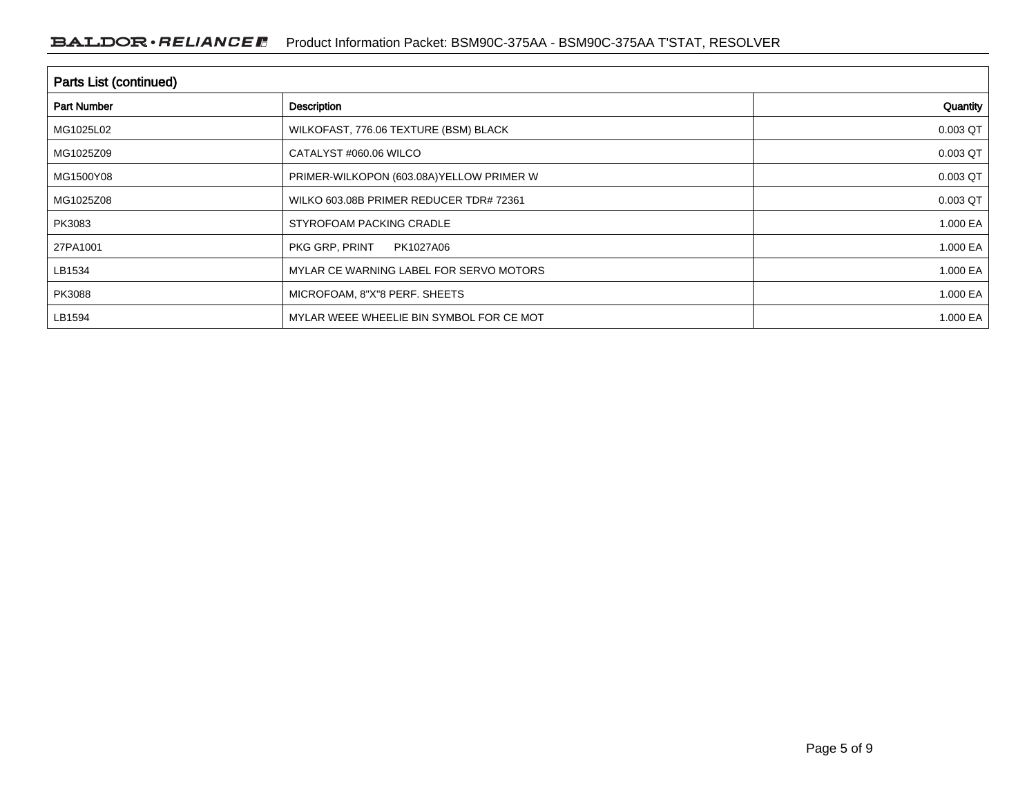## Parts List (continued)

| Part Number | Description | Quantity |
|---|---|---|
| MG1025L02 | WILKOFAST, 776.06 TEXTURE (BSM) BLACK | 0.003 QT |
| MG1025Z09 | CATALYST #060.06 WILCO | 0.003 QT |
| MG1500Y08 | PRIMER-WILKOPON (603.08A)YELLOW PRIMER W | 0.003 QT |
| MG1025Z08 | WILKO 603.08B PRIMER REDUCER TDR# 72361 | 0.003 QT |
| PK3083 | STYROFOAM PACKING CRADLE | 1.000 EA |
| 27PA1001 | PKG GRP, PRINT PK1027A06 | 1.000 EA |
| LB1534 | MYLAR CE WARNING LABEL FOR SERVO MOTORS | 1.000 EA |
| PK3088 | MICROFOAM, 8"X"8 PERF. SHEETS | 1.000 EA |
| LB1594 | MYLAR WEEE WHEELIE BIN SYMBOL FOR CE MOT | 1.000 EA |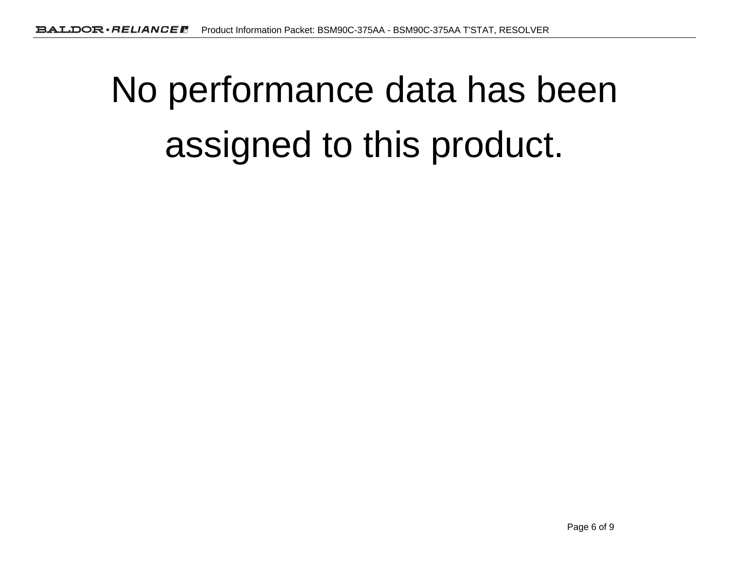# No performance data has been assigned to this product.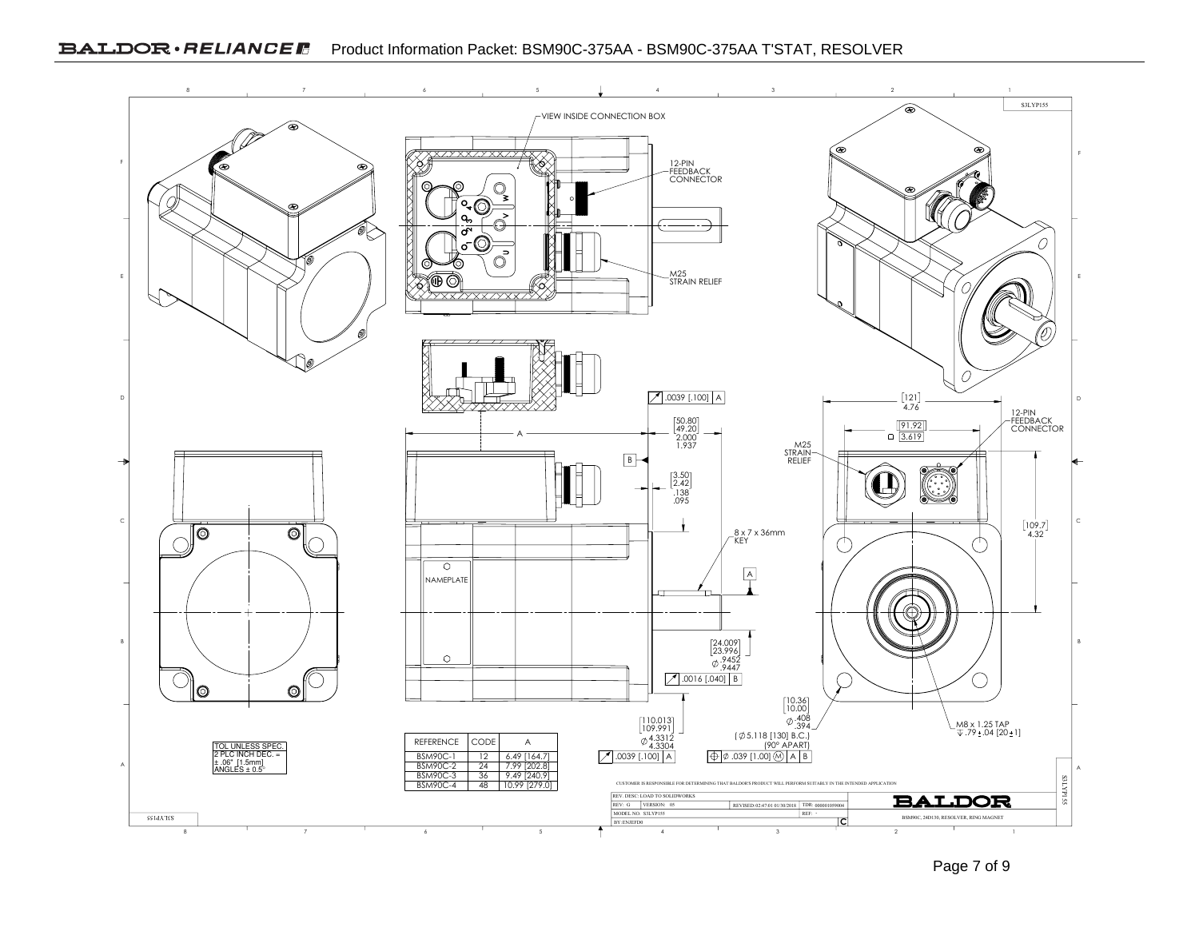# Product Information Packet: BSM90C-375AA - BSM90C-375AA T'STAT, RESOLVER

S3LYP155

VIEW INSIDE CONNECTION BOX

12-PIN FEEDBACK CONNECTOR

M25 STRAIN RELIEF

.0039 [.100] A

[50.80] [49.20] 2.000 1.937

A

B

[3.50] [2.42] .138 .095

8 x 7 x 36mm KEY

NAMEPLATE

[24.009] [23.996] Ø .9452 .9447

.0016 [.040] B

[110.013] [109.991] Ø 4.3312 4.3304

.0039 [.100] A

[10.36] [10.00] Ø .408 .394

(Ø 5.118 [130] B.C.) (90° APART)

Ø .039 [1.00] Ⓜ A B

[121] 4.76

[91.92] 3.619

[109.7] 4.32

M8 x 1.25 TAP .79 ± .04 [20 ± 1]

TOL UNLESS SPEC.
2 PLC INCH DEC. = ± .06" [1.5mm]
ANGLES ± 0.5°

| REFERENCE | CODE | A |
|---|---|---|
| BSM90C-1 | 12 | 6.49 [164.7] |
| BSM90C-2 | 24 | 7.99 [202.8] |
| BSM90C-3 | 36 | 9.49 [240.9] |
| BSM90C-4 | 48 | 10.99 [279.0] |

CUSTOMER IS RESPONSIBLE FOR DETERMINING THAT BALDOR'S PRODUCT WILL PERFORM SUITABLY IN THE INTENDED APPLICATION

REV. DESC: LOAD TO SOLIDWORKS
REV: G VERSION: 05 REVISED: 02:47:01 01/30/2018 TDR: 000001059004
MODEL NO. S3LYP155 REF: -
BY: ENJEFD0 C

BALDOR

BSM90C, 24D130, RESOLVER, RING MAGNET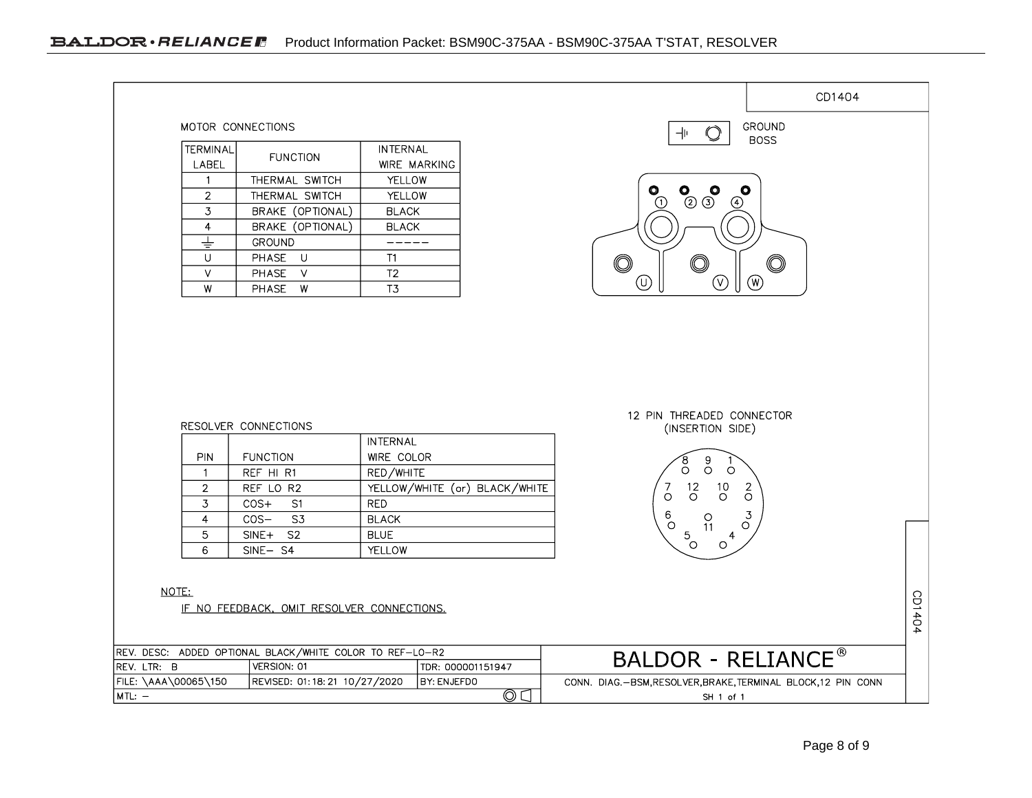CD1404

## MOTOR CONNECTIONS

| TERMINAL LABEL | FUNCTION | INTERNAL WIRE MARKING |
|---|---|---|
| 1 | THERMAL SWITCH | YELLOW |
| 2 | THERMAL SWITCH | YELLOW |
| 3 | BRAKE (OPTIONAL) | BLACK |
| 4 | BRAKE (OPTIONAL) | BLACK |
| ⏚ | GROUND | ----- |
| U | PHASE U | T1 |
| V | PHASE V | T2 |
| W | PHASE W | T3 |

GROUND BOSS

① ② ③ ④

Ⓤ Ⓥ Ⓦ

## RESOLVER CONNECTIONS

| PIN | FUNCTION | INTERNAL WIRE COLOR |
|---|---|---|
| 1 | REF HI R1 | RED/WHITE |
| 2 | REF LO R2 | YELLOW/WHITE (or) BLACK/WHITE |
| 3 | COS+ S1 | RED |
| 4 | COS- S3 | BLACK |
| 5 | SINE+ S2 | BLUE |
| 6 | SINE- S4 | YELLOW |

12 PIN THREADED CONNECTOR (INSERTION SIDE)

8 9 1
7 12 10 2
6 11 3
5 4

NOTE:

IF NO FEEDBACK, OMIT RESOLVER CONNECTIONS.

| REV. DESC: ADDED OPTIONAL BLACK/WHITE COLOR TO REF-LO-R2 | | | BALDOR - RELIANCE® |
|---|---|---|---|
| REV. LTR: B | VERSION: 01 | TDR: 000001151947 | |
| FILE: \AAA\00065\150 | REVISED: 01:18:21 10/27/2020 | BY: ENJEFDO | CONN. DIAG.-BSM,RESOLVER,BRAKE,TERMINAL BLOCK,12 PIN CONN |
| MTL: - | | | SH 1 of 1 |

CD1404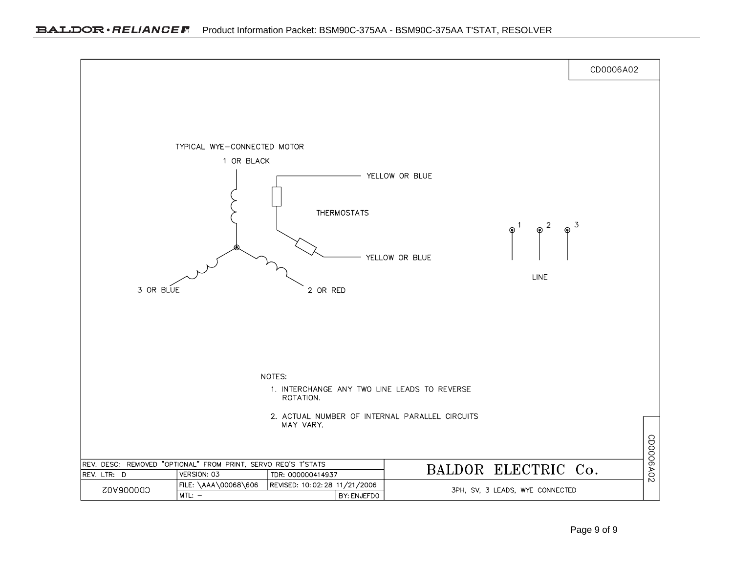CD0006A02

TYPICAL WYE–CONNECTED MOTOR

1 OR BLACK

YELLOW OR BLUE

THERMOSTATS

YELLOW OR BLUE

3 OR BLUE

2 OR RED

1 2 3

LINE

NOTES:

1. INTERCHANGE ANY TWO LINE LEADS TO REVERSE ROTATION.
2. ACTUAL NUMBER OF INTERNAL PARALLEL CIRCUITS MAY VARY.

| | | | |
|---|---|---|---|
| REV. DESC: REMOVED "OPTIONAL" FROM PRINT, SERVO REQ'S T'STATS | | | BALDOR ELECTRIC Co. |
| REV. LTR: D | VERSION: 03 | TDR: 000000414937 | |
| CD0006A02 | FILE: \AAA\00068\606 | REVISED: 10:02:28 11/21/2006 | 3PH, SV, 3 LEADS, WYE CONNECTED |
| | MTL: – | BY: ENJEFDO | |

CD0006A02